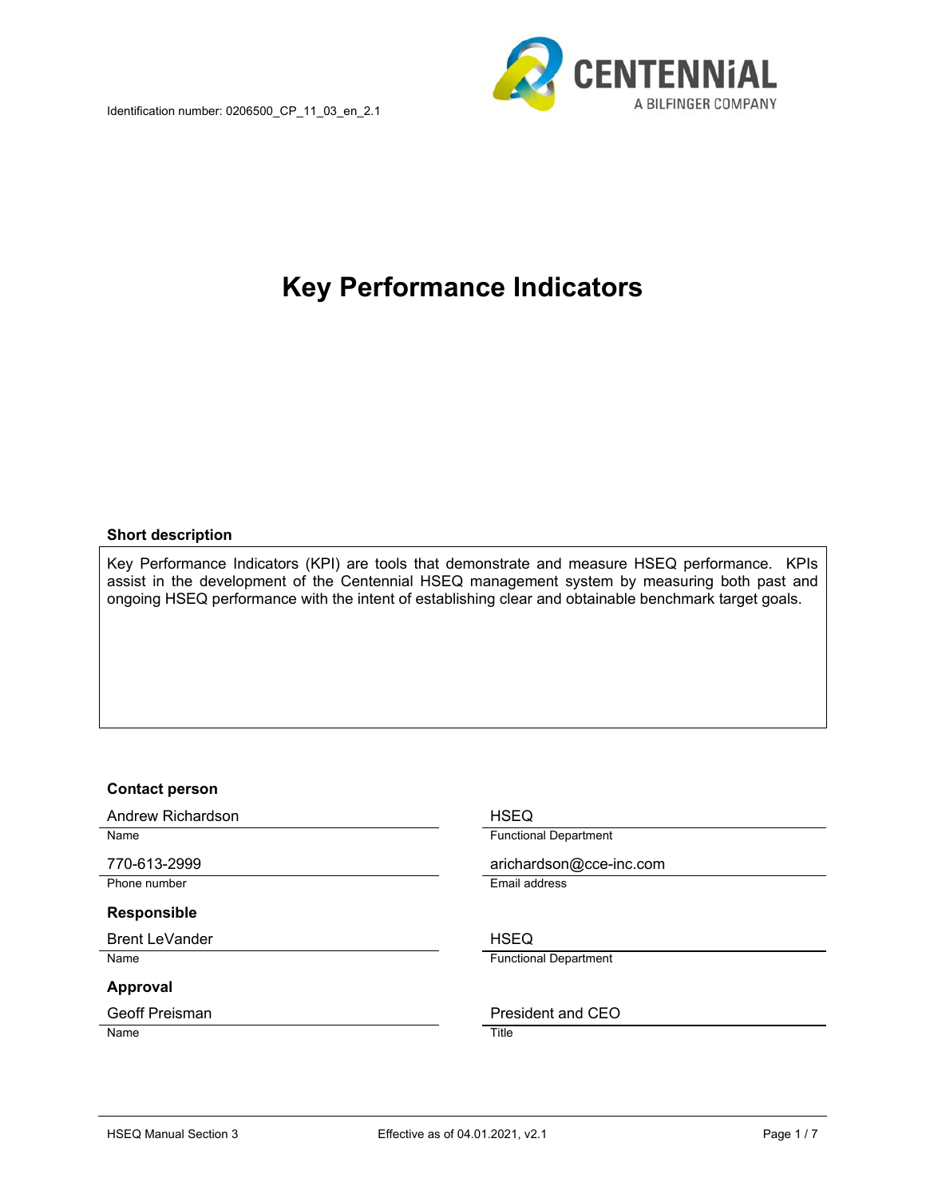Identification number: 0206500_CP_11_03_en_2.1

# Key Performance Indicators

**Short description**

Key Performance Indicators (KPI) are tools that demonstrate and measure HSEQ performance. KPIs assist in the development of the Centennial HSEQ management system by measuring both past and ongoing HSEQ performance with the intent of establishing clear and obtainable benchmark target goals.

**Contact person**

| | |
|---|---|
| Andrew Richardson | HSEQ |
| Name | Functional Department |
| 770-613-2999 | arichardson@cce-inc.com |
| Phone number | Email address |

**Responsible**

| | |
|---|---|
| Brent LeVander | HSEQ |
| Name | Functional Department |

**Approval**

| | |
|---|---|
| Geoff Preisman | President and CEO |
| Name | Title |

HSEQ Manual Section 3 | Effective as of 04.01.2021, v2.1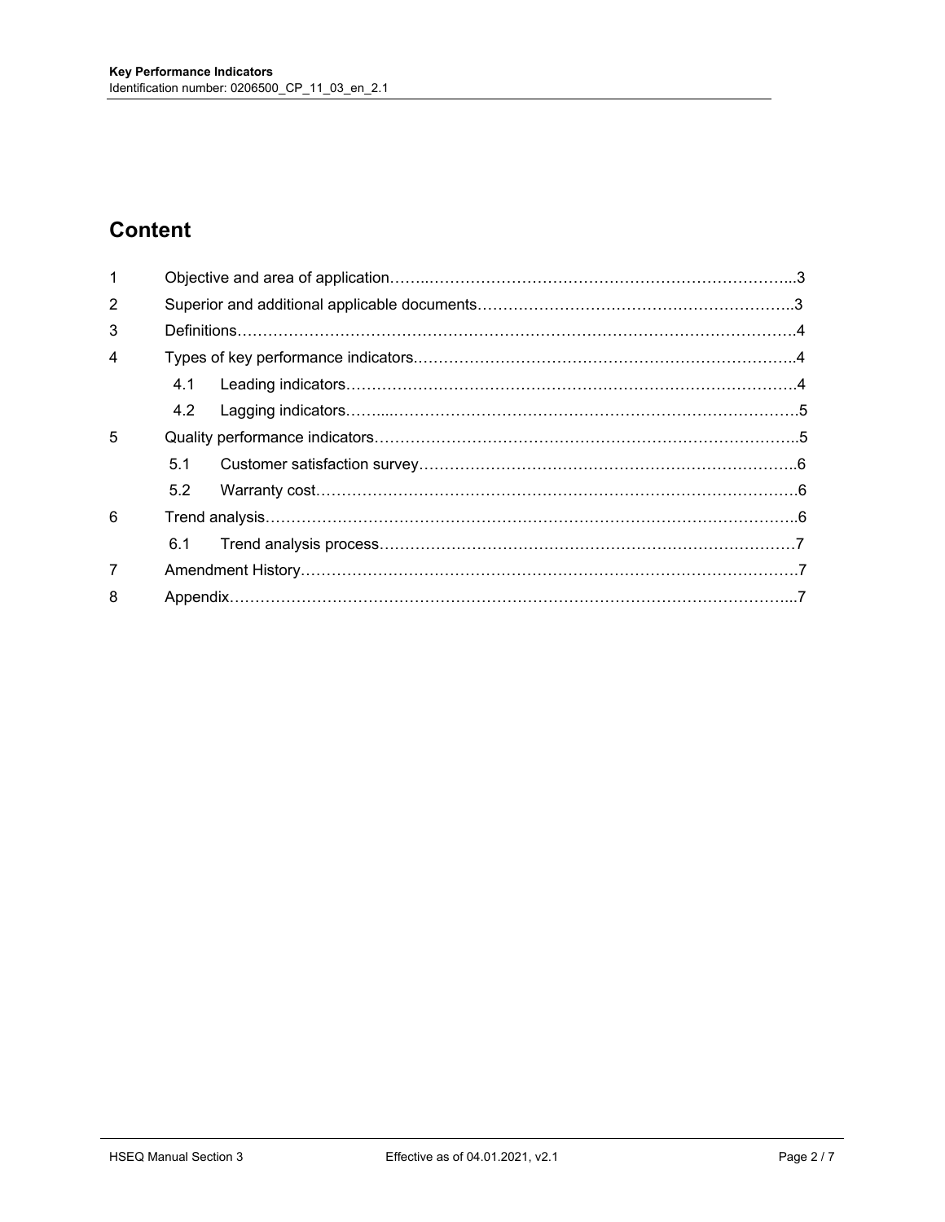# Content

| | | |
|---|---|---|
| 1 | Objective and area of application | 3 |
| 2 | Superior and additional applicable documents | 3 |
| 3 | Definitions | 4 |
| 4 | Types of key performance indicators | 4 |
| 4.1 | Leading indicators | 4 |
| 4.2 | Lagging indicators | 5 |
| 5 | Quality performance indicators | 5 |
| 5.1 | Customer satisfaction survey | 6 |
| 5.2 | Warranty cost | 6 |
| 6 | Trend analysis | 6 |
| 6.1 | Trend analysis process | 7 |
| 7 | Amendment History | 7 |
| 8 | Appendix | 7 |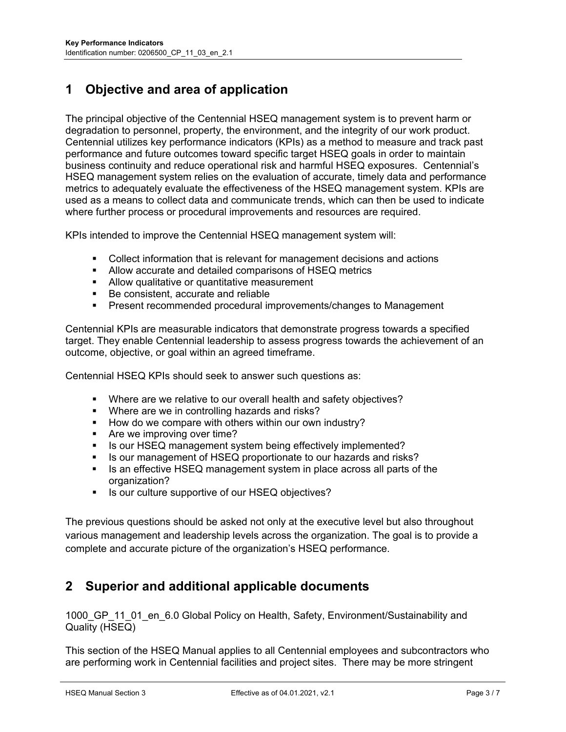# 1 Objective and area of application

The principal objective of the Centennial HSEQ management system is to prevent harm or degradation to personnel, property, the environment, and the integrity of our work product. Centennial utilizes key performance indicators (KPIs) as a method to measure and track past performance and future outcomes toward specific target HSEQ goals in order to maintain business continuity and reduce operational risk and harmful HSEQ exposures. Centennial's HSEQ management system relies on the evaluation of accurate, timely data and performance metrics to adequately evaluate the effectiveness of the HSEQ management system. KPIs are used as a means to collect data and communicate trends, which can then be used to indicate where further process or procedural improvements and resources are required.

KPIs intended to improve the Centennial HSEQ management system will:

- Collect information that is relevant for management decisions and actions
- Allow accurate and detailed comparisons of HSEQ metrics
- Allow qualitative or quantitative measurement
- Be consistent, accurate and reliable
- Present recommended procedural improvements/changes to Management

Centennial KPIs are measurable indicators that demonstrate progress towards a specified target. They enable Centennial leadership to assess progress towards the achievement of an outcome, objective, or goal within an agreed timeframe.

Centennial HSEQ KPIs should seek to answer such questions as:

- Where are we relative to our overall health and safety objectives?
- Where are we in controlling hazards and risks?
- How do we compare with others within our own industry?
- Are we improving over time?
- Is our HSEQ management system being effectively implemented?
- Is our management of HSEQ proportionate to our hazards and risks?
- Is an effective HSEQ management system in place across all parts of the organization?
- Is our culture supportive of our HSEQ objectives?

The previous questions should be asked not only at the executive level but also throughout various management and leadership levels across the organization. The goal is to provide a complete and accurate picture of the organization's HSEQ performance.

# 2 Superior and additional applicable documents

1000_GP_11_01_en_6.0 Global Policy on Health, Safety, Environment/Sustainability and Quality (HSEQ)

This section of the HSEQ Manual applies to all Centennial employees and subcontractors who are performing work in Centennial facilities and project sites. There may be more stringent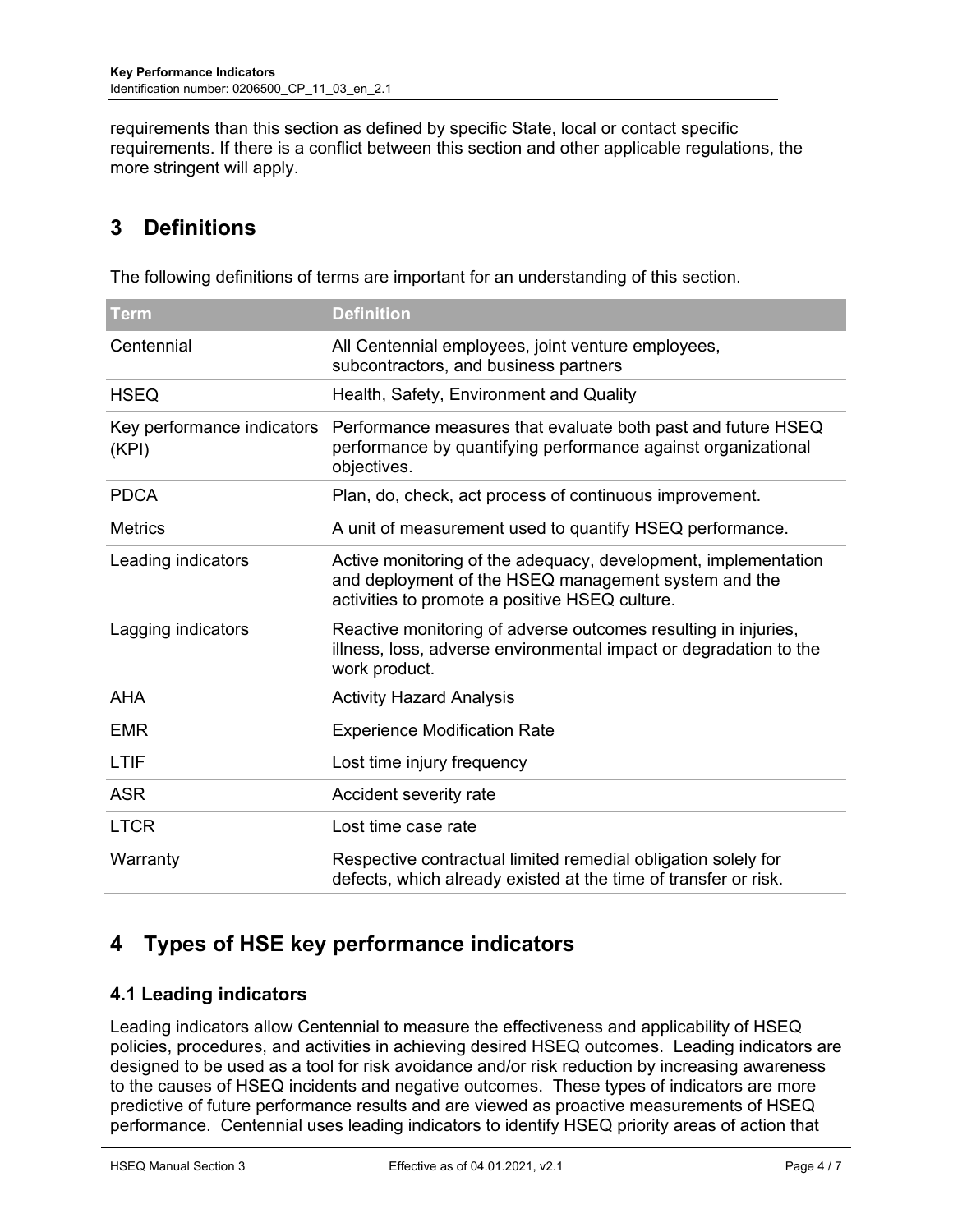requirements than this section as defined by specific State, local or contact specific requirements. If there is a conflict between this section and other applicable regulations, the more stringent will apply.

# 3 Definitions

The following definitions of terms are important for an understanding of this section.

| Term | Definition |
| --- | --- |
| Centennial | All Centennial employees, joint venture employees, subcontractors, and business partners |
| HSEQ | Health, Safety, Environment and Quality |
| Key performance indicators (KPI) | Performance measures that evaluate both past and future HSEQ performance by quantifying performance against organizational objectives. |
| PDCA | Plan, do, check, act process of continuous improvement. |
| Metrics | A unit of measurement used to quantify HSEQ performance. |
| Leading indicators | Active monitoring of the adequacy, development, implementation and deployment of the HSEQ management system and the activities to promote a positive HSEQ culture. |
| Lagging indicators | Reactive monitoring of adverse outcomes resulting in injuries, illness, loss, adverse environmental impact or degradation to the work product. |
| AHA | Activity Hazard Analysis |
| EMR | Experience Modification Rate |
| LTIF | Lost time injury frequency |
| ASR | Accident severity rate |
| LTCR | Lost time case rate |
| Warranty | Respective contractual limited remedial obligation solely for defects, which already existed at the time of transfer or risk. |

# 4 Types of HSE key performance indicators

## 4.1 Leading indicators

Leading indicators allow Centennial to measure the effectiveness and applicability of HSEQ policies, procedures, and activities in achieving desired HSEQ outcomes. Leading indicators are designed to be used as a tool for risk avoidance and/or risk reduction by increasing awareness to the causes of HSEQ incidents and negative outcomes. These types of indicators are more predictive of future performance results and are viewed as proactive measurements of HSEQ performance. Centennial uses leading indicators to identify HSEQ priority areas of action that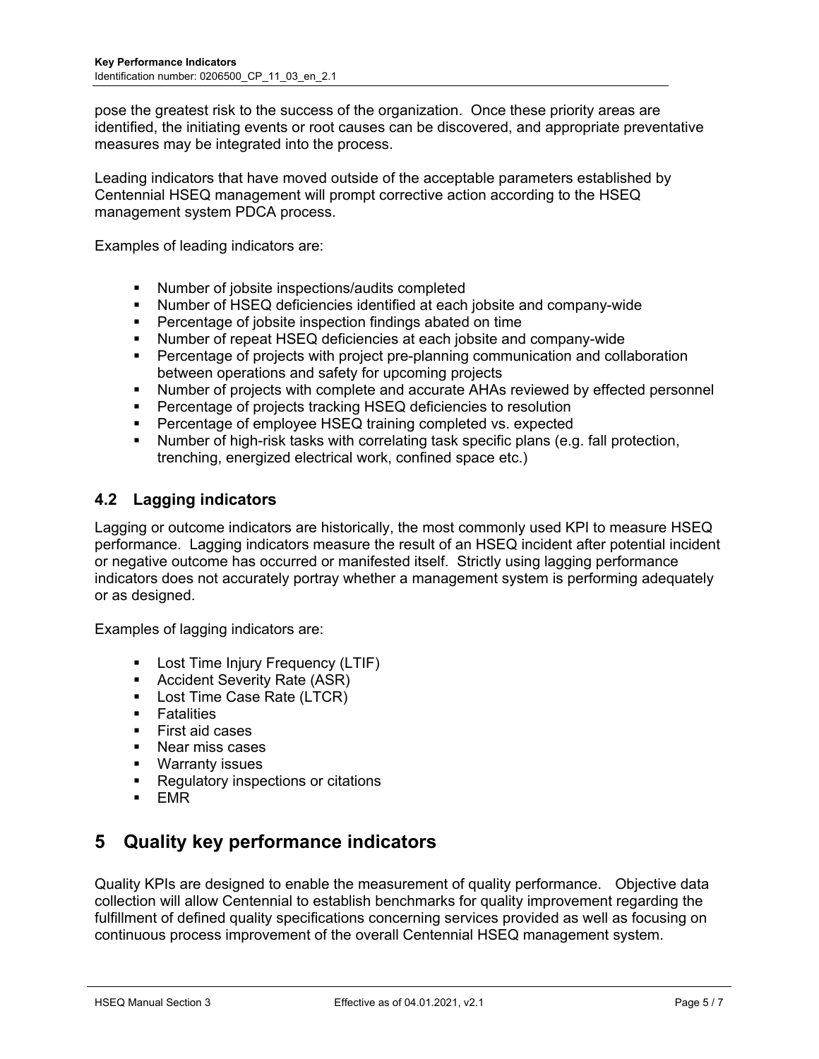pose the greatest risk to the success of the organization. Once these priority areas are identified, the initiating events or root causes can be discovered, and appropriate preventative measures may be integrated into the process.

Leading indicators that have moved outside of the acceptable parameters established by Centennial HSEQ management will prompt corrective action according to the HSEQ management system PDCA process.

Examples of leading indicators are:

- Number of jobsite inspections/audits completed
- Number of HSEQ deficiencies identified at each jobsite and company-wide
- Percentage of jobsite inspection findings abated on time
- Number of repeat HSEQ deficiencies at each jobsite and company-wide
- Percentage of projects with project pre-planning communication and collaboration between operations and safety for upcoming projects
- Number of projects with complete and accurate AHAs reviewed by effected personnel
- Percentage of projects tracking HSEQ deficiencies to resolution
- Percentage of employee HSEQ training completed vs. expected
- Number of high-risk tasks with correlating task specific plans (e.g. fall protection, trenching, energized electrical work, confined space etc.)

### 4.2 Lagging indicators

Lagging or outcome indicators are historically, the most commonly used KPI to measure HSEQ performance. Lagging indicators measure the result of an HSEQ incident after potential incident or negative outcome has occurred or manifested itself. Strictly using lagging performance indicators does not accurately portray whether a management system is performing adequately or as designed.

Examples of lagging indicators are:

- Lost Time Injury Frequency (LTIF)
- Accident Severity Rate (ASR)
- Lost Time Case Rate (LTCR)
- Fatalities
- First aid cases
- Near miss cases
- Warranty issues
- Regulatory inspections or citations
- EMR

## 5 Quality key performance indicators

Quality KPIs are designed to enable the measurement of quality performance. Objective data collection will allow Centennial to establish benchmarks for quality improvement regarding the fulfillment of defined quality specifications concerning services provided as well as focusing on continuous process improvement of the overall Centennial HSEQ management system.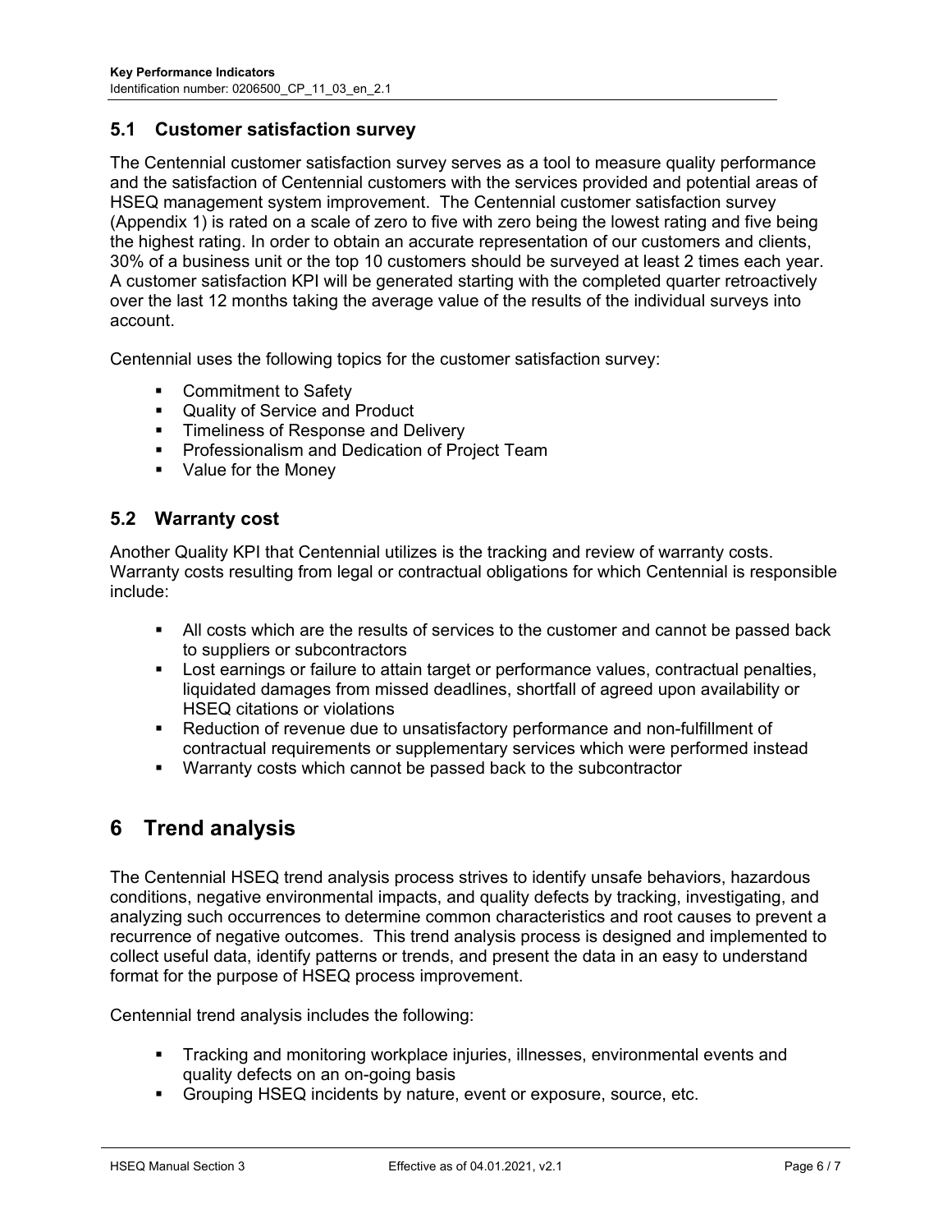## 5.1 Customer satisfaction survey

The Centennial customer satisfaction survey serves as a tool to measure quality performance and the satisfaction of Centennial customers with the services provided and potential areas of HSEQ management system improvement. The Centennial customer satisfaction survey (Appendix 1) is rated on a scale of zero to five with zero being the lowest rating and five being the highest rating. In order to obtain an accurate representation of our customers and clients, 30% of a business unit or the top 10 customers should be surveyed at least 2 times each year. A customer satisfaction KPI will be generated starting with the completed quarter retroactively over the last 12 months taking the average value of the results of the individual surveys into account.

Centennial uses the following topics for the customer satisfaction survey:

- Commitment to Safety
- Quality of Service and Product
- Timeliness of Response and Delivery
- Professionalism and Dedication of Project Team
- Value for the Money

## 5.2 Warranty cost

Another Quality KPI that Centennial utilizes is the tracking and review of warranty costs. Warranty costs resulting from legal or contractual obligations for which Centennial is responsible include:

- All costs which are the results of services to the customer and cannot be passed back to suppliers or subcontractors
- Lost earnings or failure to attain target or performance values, contractual penalties, liquidated damages from missed deadlines, shortfall of agreed upon availability or HSEQ citations or violations
- Reduction of revenue due to unsatisfactory performance and non-fulfillment of contractual requirements or supplementary services which were performed instead
- Warranty costs which cannot be passed back to the subcontractor

# 6 Trend analysis

The Centennial HSEQ trend analysis process strives to identify unsafe behaviors, hazardous conditions, negative environmental impacts, and quality defects by tracking, investigating, and analyzing such occurrences to determine common characteristics and root causes to prevent a recurrence of negative outcomes. This trend analysis process is designed and implemented to collect useful data, identify patterns or trends, and present the data in an easy to understand format for the purpose of HSEQ process improvement.

Centennial trend analysis includes the following:

- Tracking and monitoring workplace injuries, illnesses, environmental events and quality defects on an on-going basis
- Grouping HSEQ incidents by nature, event or exposure, source, etc.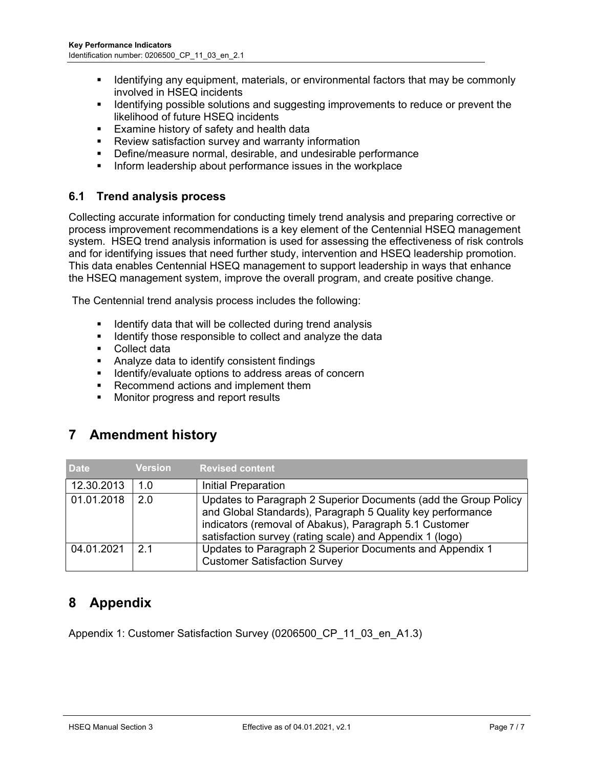- Identifying any equipment, materials, or environmental factors that may be commonly involved in HSEQ incidents
- Identifying possible solutions and suggesting improvements to reduce or prevent the likelihood of future HSEQ incidents
- Examine history of safety and health data
- Review satisfaction survey and warranty information
- Define/measure normal, desirable, and undesirable performance
- Inform leadership about performance issues in the workplace

### 6.1 Trend analysis process

Collecting accurate information for conducting timely trend analysis and preparing corrective or process improvement recommendations is a key element of the Centennial HSEQ management system. HSEQ trend analysis information is used for assessing the effectiveness of risk controls and for identifying issues that need further study, intervention and HSEQ leadership promotion. This data enables Centennial HSEQ management to support leadership in ways that enhance the HSEQ management system, improve the overall program, and create positive change.

The Centennial trend analysis process includes the following:

- Identify data that will be collected during trend analysis
- Identify those responsible to collect and analyze the data
- Collect data
- Analyze data to identify consistent findings
- Identify/evaluate options to address areas of concern
- Recommend actions and implement them
- Monitor progress and report results

## 7 Amendment history

| Date | Version | Revised content |
|---|---|---|
| 12.30.2013 | 1.0 | Initial Preparation |
| 01.01.2018 | 2.0 | Updates to Paragraph 2 Superior Documents (add the Group Policy and Global Standards), Paragraph 5 Quality key performance indicators (removal of Abakus), Paragraph 5.1 Customer satisfaction survey (rating scale) and Appendix 1 (logo) |
| 04.01.2021 | 2.1 | Updates to Paragraph 2 Superior Documents and Appendix 1 Customer Satisfaction Survey |

## 8 Appendix

Appendix 1: Customer Satisfaction Survey (0206500_CP_11_03_en_A1.3)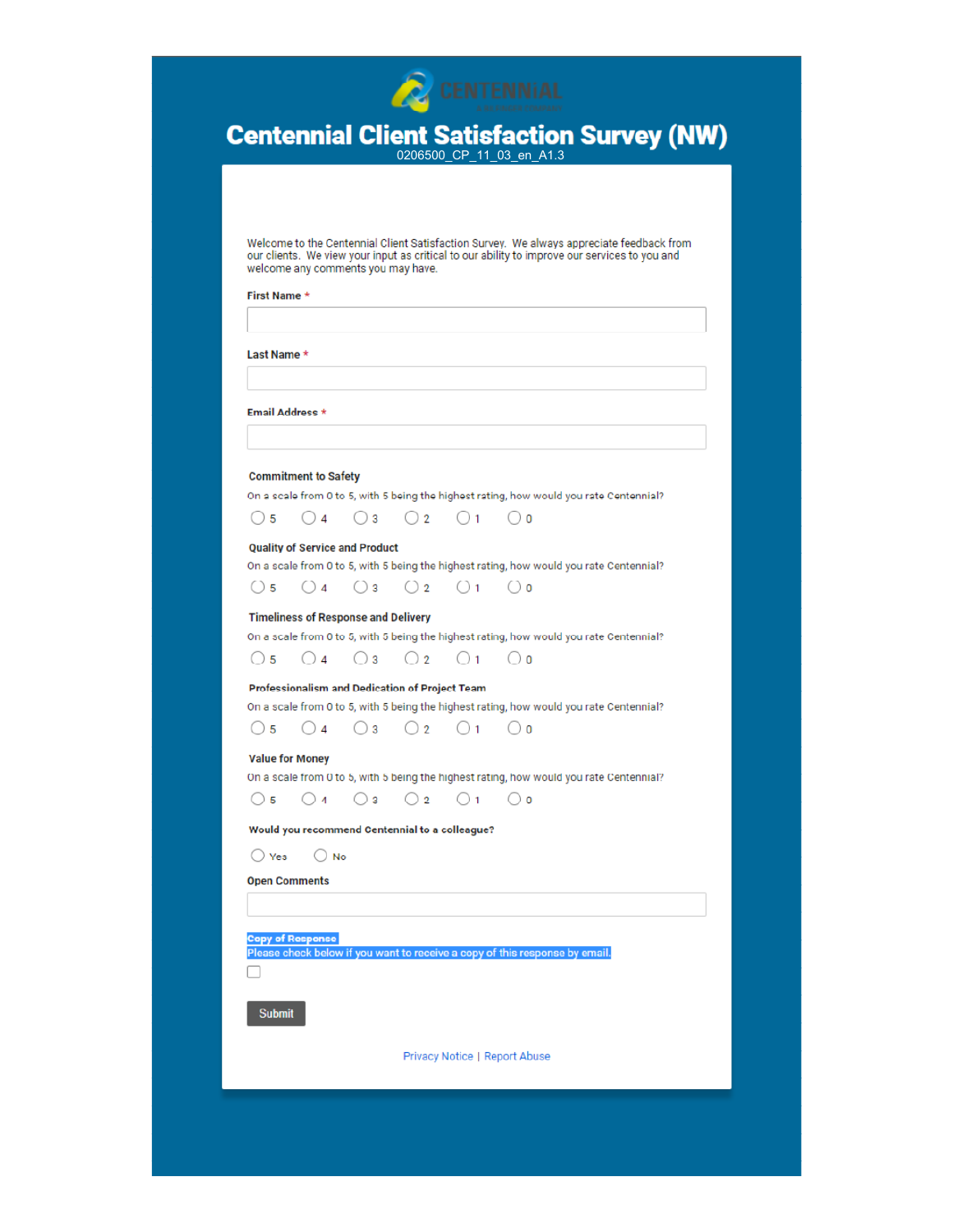CENTENNIAL

# Centennial Client Satisfaction Survey (NW)

0206500_CP_11_03_en_A1.3

Welcome to the Centennial Client Satisfaction Survey. We always appreciate feedback from our clients. We view your input as critical to our ability to improve our services to you and welcome any comments you may have.

**First Name** *

**Last Name** *

**Email Address** *

**Commitment to Safety**

On a scale from 0 to 5, with 5 being the highest rating, how would you rate Centennial?

○ 5 ○ 4 ○ 3 ○ 2 ○ 1 ○ 0

**Quality of Service and Product**

On a scale from 0 to 5, with 5 being the highest rating, how would you rate Centennial?

○ 5 ○ 4 ○ 3 ○ 2 ○ 1 ○ 0

**Timeliness of Response and Delivery**

On a scale from 0 to 5, with 5 being the highest rating, how would you rate Centennial?

○ 5 ○ 4 ○ 3 ○ 2 ○ 1 ○ 0

**Professionalism and Dedication of Project Team**

On a scale from 0 to 5, with 5 being the highest rating, how would you rate Centennial?

○ 5 ○ 4 ○ 3 ○ 2 ○ 1 ○ 0

**Value for Money**

On a scale from 0 to 5, with 5 being the highest rating, how would you rate Centennial?

○ 5 ○ 4 ○ 3 ○ 2 ○ 1 ○ 0

**Would you recommend Centennial to a colleague?**

○ Yes ○ No

**Open Comments**

**Copy of Response**

Please check below if you want to receive a copy of this response by email.

☐

Submit

Privacy Notice | Report Abuse